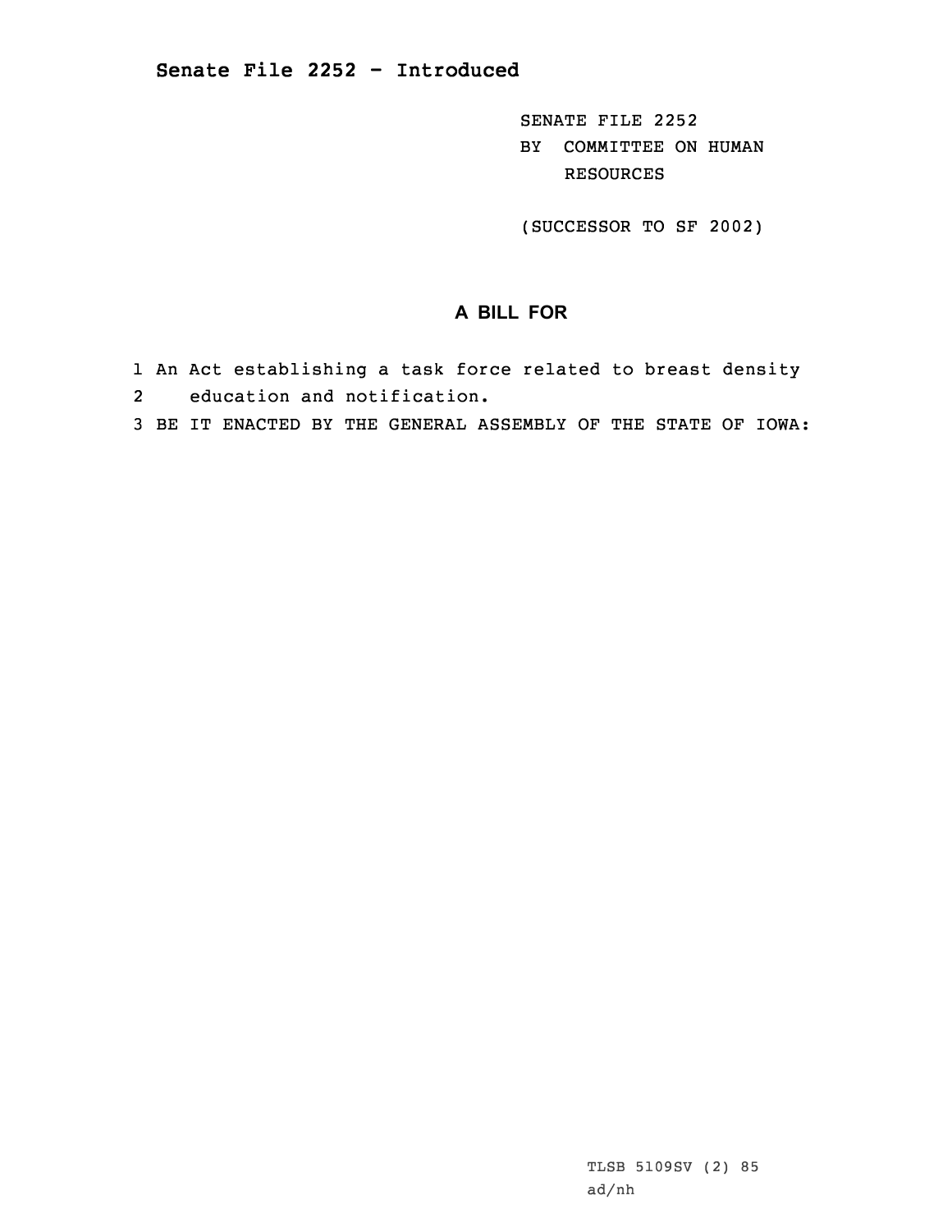**Senate File 2252 - Introduced**

SENATE FILE 2252
BY COMMITTEE ON HUMAN RESOURCES

(SUCCESSOR TO SF 2002)

## A BILL FOR

1 An Act establishing a task force related to breast density
2 education and notification.
3 BE IT ENACTED BY THE GENERAL ASSEMBLY OF THE STATE OF IOWA:

TLSB 5109SV (2) 85
ad/nh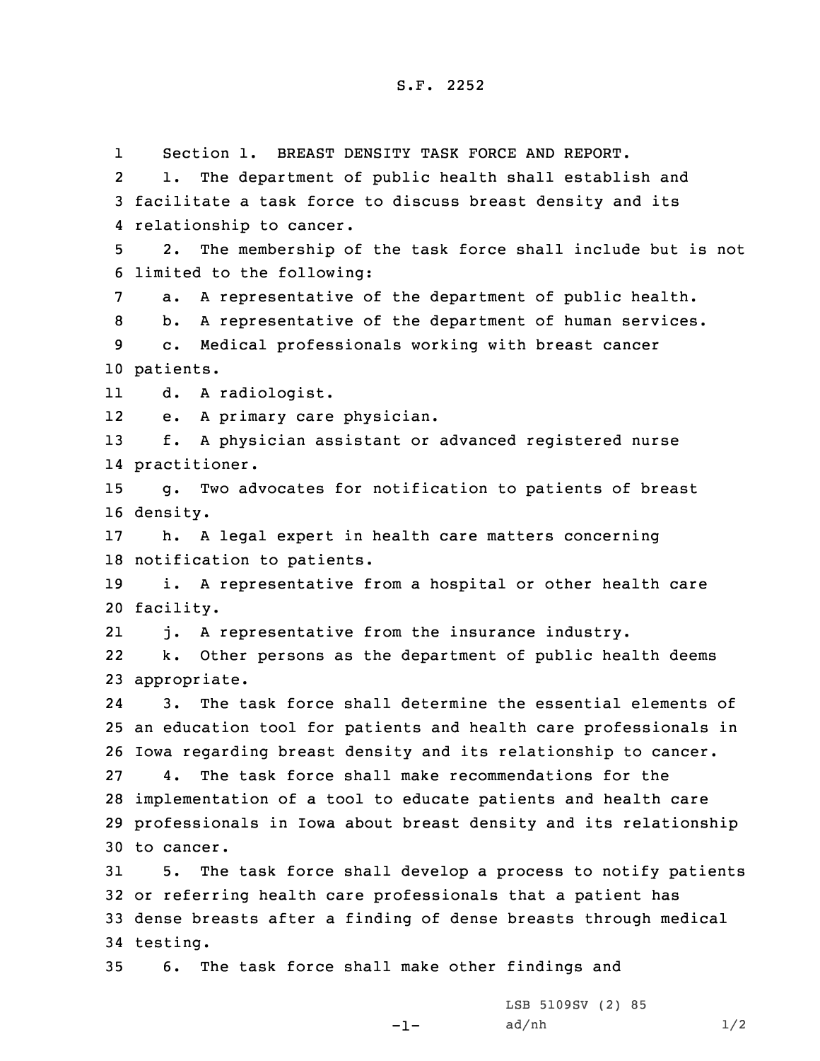S.F. 2252

Section 1. BREAST DENSITY TASK FORCE AND REPORT.

1. The department of public health shall establish and facilitate a task force to discuss breast density and its relationship to cancer.

2. The membership of the task force shall include but is not limited to the following:

a. A representative of the department of public health.

b. A representative of the department of human services.

c. Medical professionals working with breast cancer patients.

d. A radiologist.

e. A primary care physician.

f. A physician assistant or advanced registered nurse practitioner.

g. Two advocates for notification to patients of breast density.

h. A legal expert in health care matters concerning notification to patients.

i. A representative from a hospital or other health care facility.

j. A representative from the insurance industry.

k. Other persons as the department of public health deems appropriate.

3. The task force shall determine the essential elements of an education tool for patients and health care professionals in Iowa regarding breast density and its relationship to cancer.

4. The task force shall make recommendations for the implementation of a tool to educate patients and health care professionals in Iowa about breast density and its relationship to cancer.

5. The task force shall develop a process to notify patients or referring health care professionals that a patient has dense breasts after a finding of dense breasts through medical testing.

6. The task force shall make other findings and

LSB 5109SV (2) 85

ad/nh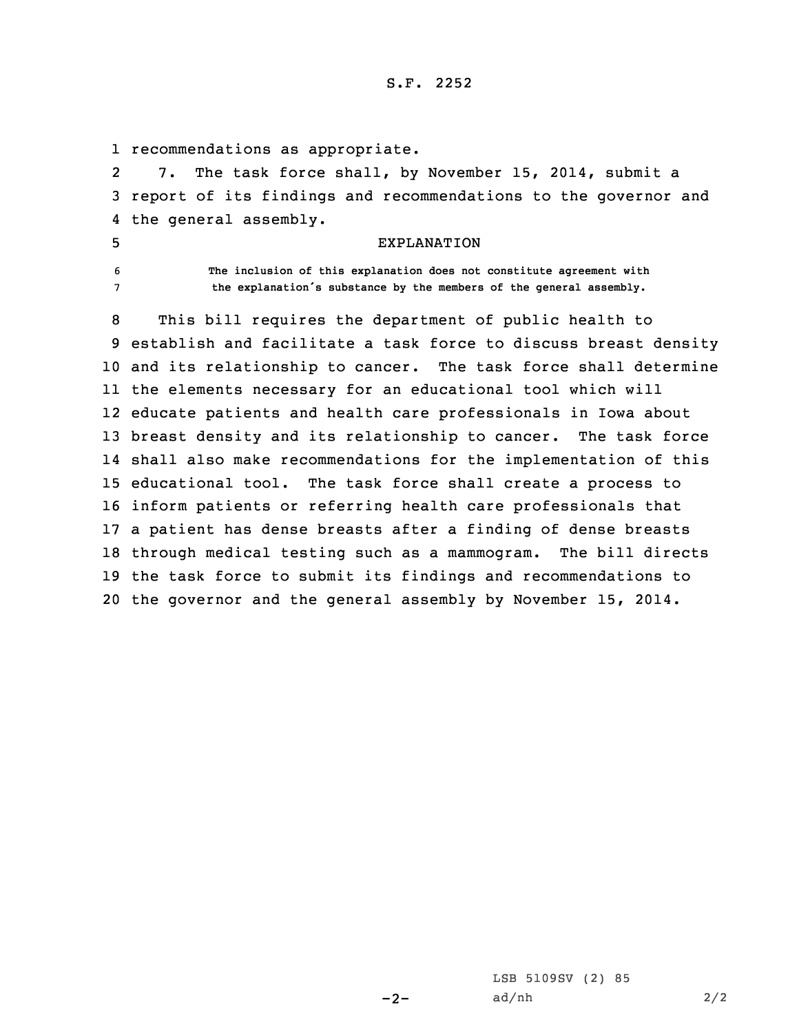recommendations as appropriate.

7. The task force shall, by November 15, 2014, submit a report of its findings and recommendations to the governor and the general assembly.

EXPLANATION

The inclusion of this explanation does not constitute agreement with the explanation's substance by the members of the general assembly.

This bill requires the department of public health to establish and facilitate a task force to discuss breast density and its relationship to cancer. The task force shall determine the elements necessary for an educational tool which will educate patients and health care professionals in Iowa about breast density and its relationship to cancer. The task force shall also make recommendations for the implementation of this educational tool. The task force shall create a process to inform patients or referring health care professionals that a patient has dense breasts after a finding of dense breasts through medical testing such as a mammogram. The bill directs the task force to submit its findings and recommendations to the governor and the general assembly by November 15, 2014.

LSB 5109SV (2) 85
ad/nh